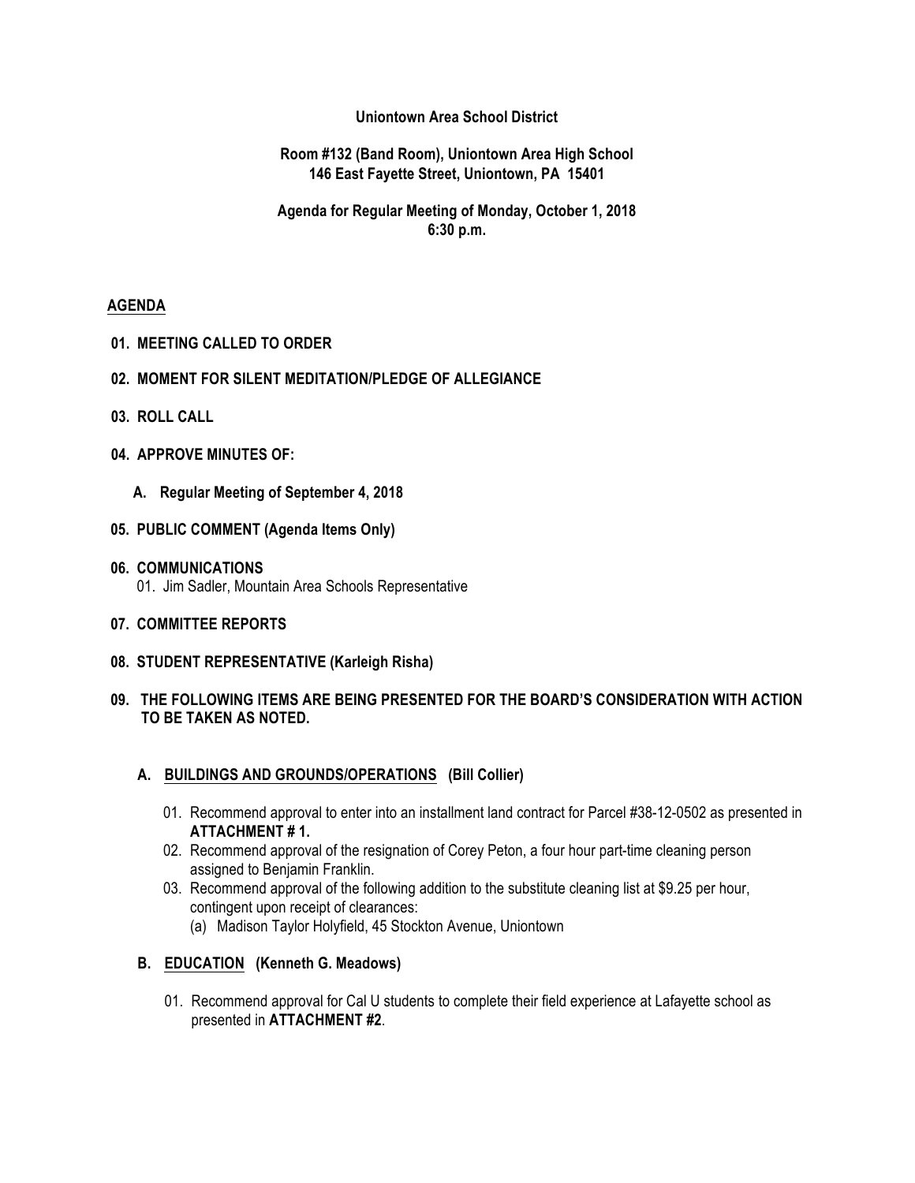**Uniontown Area School District**

**Room #132 (Band Room), Uniontown Area High School**
**146 East Fayette Street, Uniontown, PA 15401**

**Agenda for Regular Meeting of Monday, October 1, 2018**
**6:30 p.m.**

## AGENDA

**01. MEETING CALLED TO ORDER**

**02. MOMENT FOR SILENT MEDITATION/PLEDGE OF ALLEGIANCE**

**03. ROLL CALL**

**04. APPROVE MINUTES OF:**

**A. Regular Meeting of September 4, 2018**

**05. PUBLIC COMMENT (Agenda Items Only)**

**06. COMMUNICATIONS**

01. Jim Sadler, Mountain Area Schools Representative

**07. COMMITTEE REPORTS**

**08. STUDENT REPRESENTATIVE (Karleigh Risha)**

**09. THE FOLLOWING ITEMS ARE BEING PRESENTED FOR THE BOARD'S CONSIDERATION WITH ACTION TO BE TAKEN AS NOTED.**

**A. BUILDINGS AND GROUNDS/OPERATIONS (Bill Collier)**

01. Recommend approval to enter into an installment land contract for Parcel #38-12-0502 as presented in **ATTACHMENT # 1.**
02. Recommend approval of the resignation of Corey Peton, a four hour part-time cleaning person assigned to Benjamin Franklin.
03. Recommend approval of the following addition to the substitute cleaning list at $9.25 per hour, contingent upon receipt of clearances:
    (a) Madison Taylor Holyfield, 45 Stockton Avenue, Uniontown

**B. EDUCATION (Kenneth G. Meadows)**

01. Recommend approval for Cal U students to complete their field experience at Lafayette school as presented in **ATTACHMENT #2**.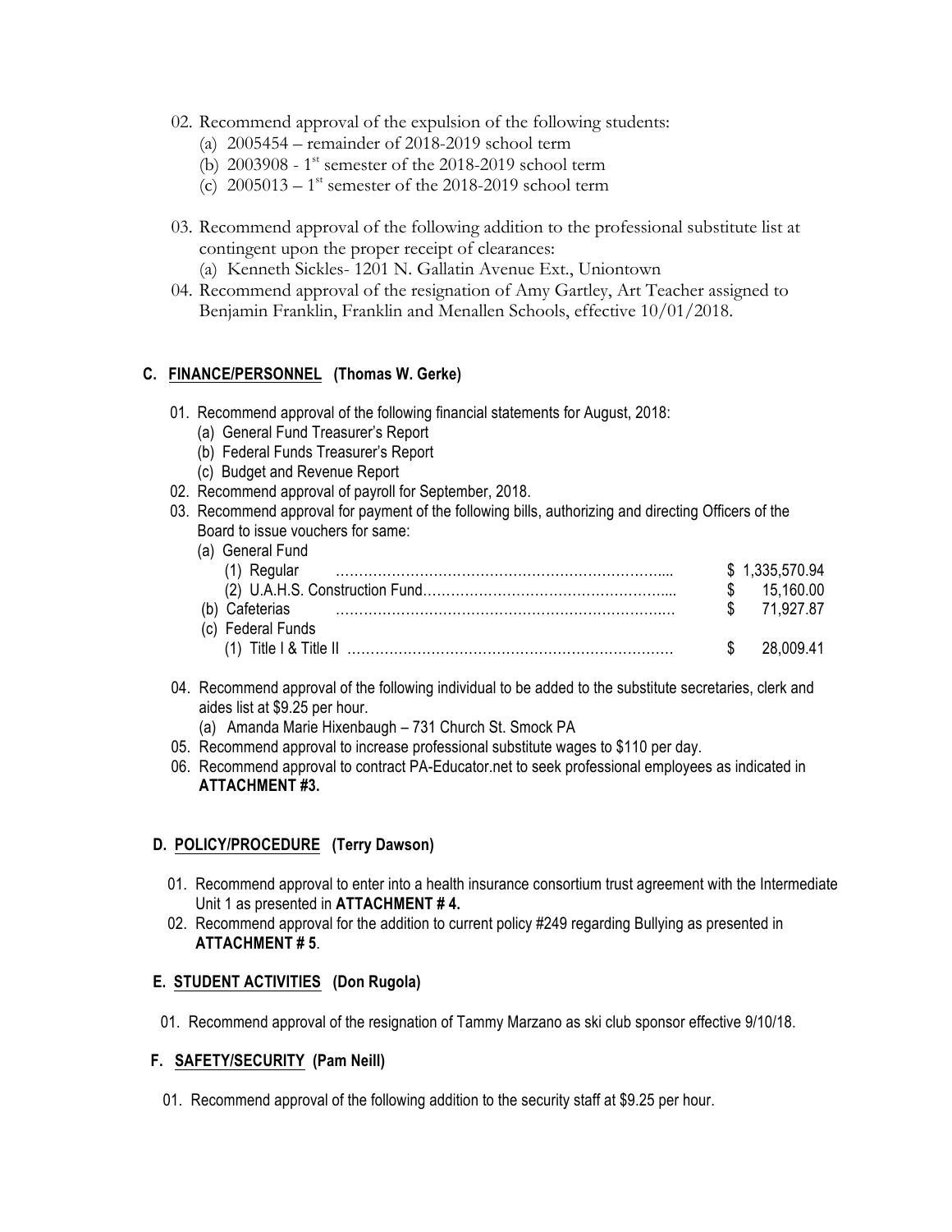02. Recommend approval of the expulsion of the following students:
    (a) 2005454 – remainder of 2018-2019 school term
    (b) 2003908 - 1st semester of the 2018-2019 school term
    (c) 2005013 – 1st semester of the 2018-2019 school term

03. Recommend approval of the following addition to the professional substitute list at contingent upon the proper receipt of clearances:
    (a) Kenneth Sickles- 1201 N. Gallatin Avenue Ext., Uniontown

04. Recommend approval of the resignation of Amy Gartley, Art Teacher assigned to Benjamin Franklin, Franklin and Menallen Schools, effective 10/01/2018.

## C. FINANCE/PERSONNEL (Thomas W. Gerke)

01. Recommend approval of the following financial statements for August, 2018:
    (a) General Fund Treasurer's Report
    (b) Federal Funds Treasurer's Report
    (c) Budget and Revenue Report

02. Recommend approval of payroll for September, 2018.

03. Recommend approval for payment of the following bills, authorizing and directing Officers of the Board to issue vouchers for same:

| | |
|---|---|
| (a) General Fund | |
| (1) Regular ………………………………………………………………... | $ 1,335,570.94 |
| (2) U.A.H.S. Construction Fund……………………………………………... | $ 15,160.00 |
| (b) Cafeterias ………………………………………………………………. | $ 71,927.87 |
| (c) Federal Funds | |
| (1) Title I & Title II ……………………………………………………………. | $ 28,009.41 |

04. Recommend approval of the following individual to be added to the substitute secretaries, clerk and aides list at $9.25 per hour.
    (a) Amanda Marie Hixenbaugh – 731 Church St. Smock PA

05. Recommend approval to increase professional substitute wages to $110 per day.

06. Recommend approval to contract PA-Educator.net to seek professional employees as indicated in **ATTACHMENT #3.**

## D. POLICY/PROCEDURE (Terry Dawson)

01. Recommend approval to enter into a health insurance consortium trust agreement with the Intermediate Unit 1 as presented in **ATTACHMENT # 4.**

02. Recommend approval for the addition to current policy #249 regarding Bullying as presented in **ATTACHMENT # 5**.

## E. STUDENT ACTIVITIES (Don Rugola)

01. Recommend approval of the resignation of Tammy Marzano as ski club sponsor effective 9/10/18.

## F. SAFETY/SECURITY (Pam Neill)

01. Recommend approval of the following addition to the security staff at $9.25 per hour.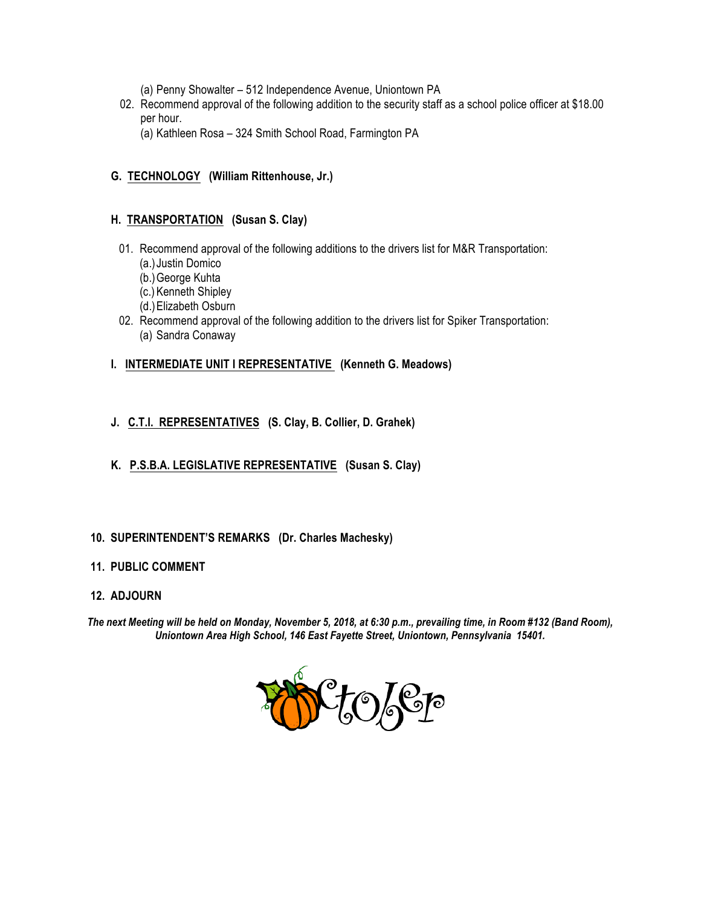(a) Penny Showalter – 512 Independence Avenue, Uniontown PA

02. Recommend approval of the following addition to the security staff as a school police officer at $18.00 per hour.
    (a) Kathleen Rosa – 324 Smith School Road, Farmington PA

**G. TECHNOLOGY (William Rittenhouse, Jr.)**

**H. TRANSPORTATION (Susan S. Clay)**

01. Recommend approval of the following additions to the drivers list for M&R Transportation:
    (a.) Justin Domico
    (b.) George Kuhta
    (c.) Kenneth Shipley
    (d.) Elizabeth Osburn
02. Recommend approval of the following addition to the drivers list for Spiker Transportation:
    (a) Sandra Conaway

**I. INTERMEDIATE UNIT I REPRESENTATIVE (Kenneth G. Meadows)**

**J. C.T.I. REPRESENTATIVES (S. Clay, B. Collier, D. Grahek)**

**K. P.S.B.A. LEGISLATIVE REPRESENTATIVE (Susan S. Clay)**

**10. SUPERINTENDENT'S REMARKS (Dr. Charles Machesky)**

**11. PUBLIC COMMENT**

**12. ADJOURN**

***The next Meeting will be held on Monday, November 5, 2018, at 6:30 p.m., prevailing time, in Room #132 (Band Room), Uniontown Area High School, 146 East Fayette Street, Uniontown, Pennsylvania 15401.***

October